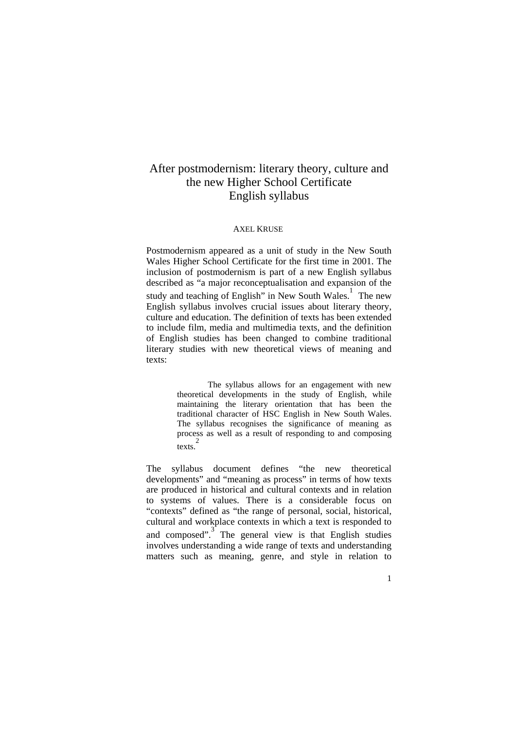# After postmodernism: literary theory, culture and the new Higher School Certificate English syllabus

AXEL KRUSE

Postmodernism appeared as a unit of study in the New South Wales Higher School Certificate for the first time in 2001. The inclusion of postmodernism is part of a new English syllabus described as "a major reconceptualisation and expansion of the study and teaching of English" in New South Wales.[1] The new English syllabus involves crucial issues about literary theory, culture and education. The definition of texts has been extended to include film, media and multimedia texts, and the definition of English studies has been changed to combine traditional literary studies with new theoretical views of meaning and texts:

> The syllabus allows for an engagement with new theoretical developments in the study of English, while maintaining the literary orientation that has been the traditional character of HSC English in New South Wales. The syllabus recognises the significance of meaning as process as well as a result of responding to and composing texts.[2]

The syllabus document defines "the new theoretical developments" and "meaning as process" in terms of how texts are produced in historical and cultural contexts and in relation to systems of values. There is a considerable focus on "contexts" defined as "the range of personal, social, historical, cultural and workplace contexts in which a text is responded to and composed".[3] The general view is that English studies involves understanding a wide range of texts and understanding matters such as meaning, genre, and style in relation to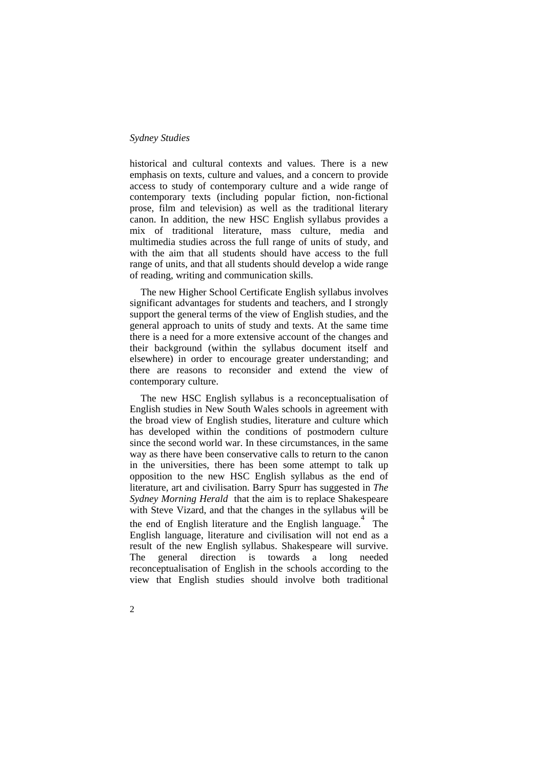historical and cultural contexts and values. There is a new emphasis on texts, culture and values, and a concern to provide access to study of contemporary culture and a wide range of contemporary texts (including popular fiction, non-fictional prose, film and television) as well as the traditional literary canon. In addition, the new HSC English syllabus provides a mix of traditional literature, mass culture, media and multimedia studies across the full range of units of study, and with the aim that all students should have access to the full range of units, and that all students should develop a wide range of reading, writing and communication skills.

The new Higher School Certificate English syllabus involves significant advantages for students and teachers, and I strongly support the general terms of the view of English studies, and the general approach to units of study and texts. At the same time there is a need for a more extensive account of the changes and their background (within the syllabus document itself and elsewhere) in order to encourage greater understanding; and there are reasons to reconsider and extend the view of contemporary culture.

The new HSC English syllabus is a reconceptualisation of English studies in New South Wales schools in agreement with the broad view of English studies, literature and culture which has developed within the conditions of postmodern culture since the second world war. In these circumstances, in the same way as there have been conservative calls to return to the canon in the universities, there has been some attempt to talk up opposition to the new HSC English syllabus as the end of literature, art and civilisation. Barry Spurr has suggested in *The Sydney Morning Herald* that the aim is to replace Shakespeare with Steve Vizard, and that the changes in the syllabus will be the end of English literature and the English language.[4] The English language, literature and civilisation will not end as a result of the new English syllabus. Shakespeare will survive. The general direction is towards a long needed reconceptualisation of English in the schools according to the view that English studies should involve both traditional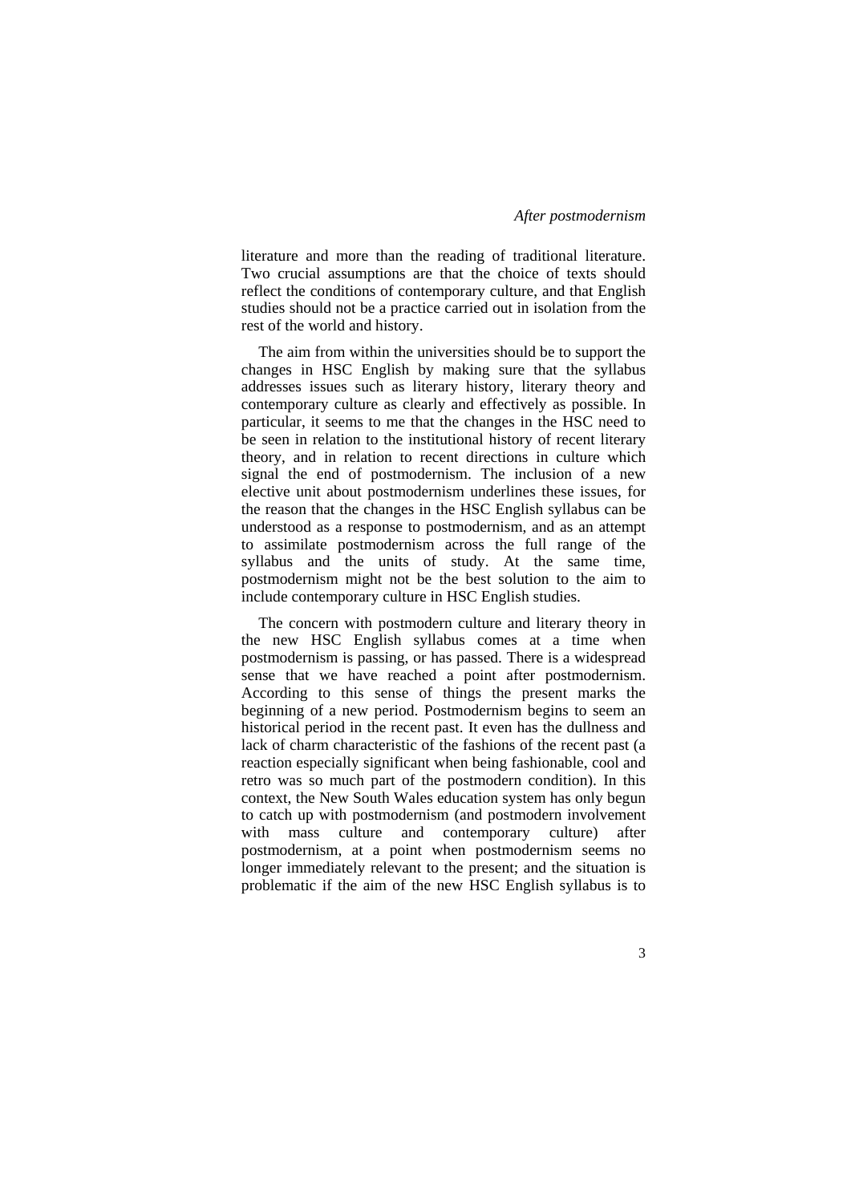literature and more than the reading of traditional literature. Two crucial assumptions are that the choice of texts should reflect the conditions of contemporary culture, and that English studies should not be a practice carried out in isolation from the rest of the world and history.

The aim from within the universities should be to support the changes in HSC English by making sure that the syllabus addresses issues such as literary history, literary theory and contemporary culture as clearly and effectively as possible. In particular, it seems to me that the changes in the HSC need to be seen in relation to the institutional history of recent literary theory, and in relation to recent directions in culture which signal the end of postmodernism. The inclusion of a new elective unit about postmodernism underlines these issues, for the reason that the changes in the HSC English syllabus can be understood as a response to postmodernism, and as an attempt to assimilate postmodernism across the full range of the syllabus and the units of study. At the same time, postmodernism might not be the best solution to the aim to include contemporary culture in HSC English studies.

The concern with postmodern culture and literary theory in the new HSC English syllabus comes at a time when postmodernism is passing, or has passed. There is a widespread sense that we have reached a point after postmodernism. According to this sense of things the present marks the beginning of a new period. Postmodernism begins to seem an historical period in the recent past. It even has the dullness and lack of charm characteristic of the fashions of the recent past (a reaction especially significant when being fashionable, cool and retro was so much part of the postmodern condition). In this context, the New South Wales education system has only begun to catch up with postmodernism (and postmodern involvement with mass culture and contemporary culture) after postmodernism, at a point when postmodernism seems no longer immediately relevant to the present; and the situation is problematic if the aim of the new HSC English syllabus is to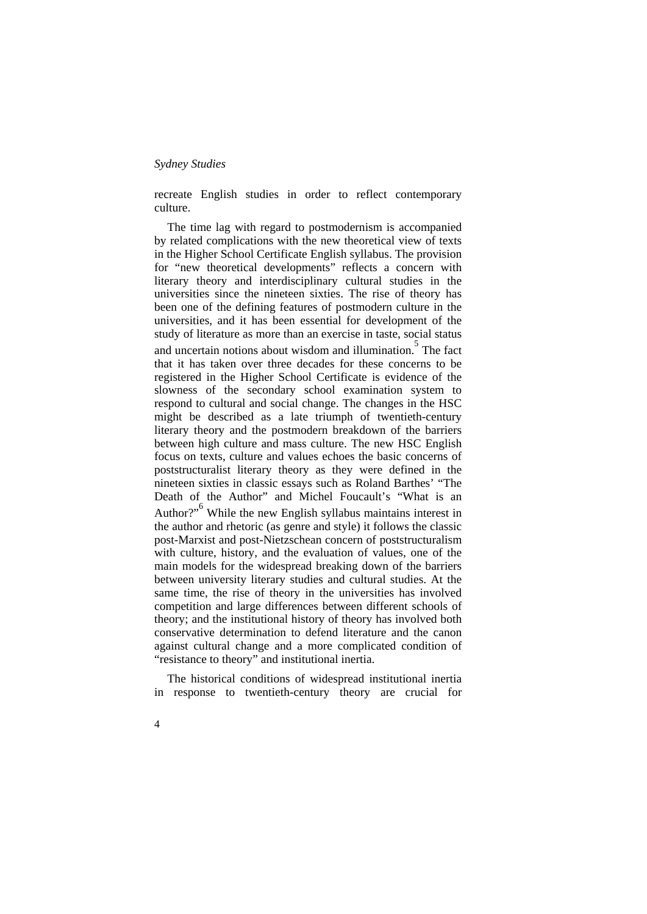recreate English studies in order to reflect contemporary culture.

The time lag with regard to postmodernism is accompanied by related complications with the new theoretical view of texts in the Higher School Certificate English syllabus. The provision for "new theoretical developments" reflects a concern with literary theory and interdisciplinary cultural studies in the universities since the nineteen sixties. The rise of theory has been one of the defining features of postmodern culture in the universities, and it has been essential for development of the study of literature as more than an exercise in taste, social status and uncertain notions about wisdom and illumination.[5] The fact that it has taken over three decades for these concerns to be registered in the Higher School Certificate is evidence of the slowness of the secondary school examination system to respond to cultural and social change. The changes in the HSC might be described as a late triumph of twentieth-century literary theory and the postmodern breakdown of the barriers between high culture and mass culture. The new HSC English focus on texts, culture and values echoes the basic concerns of poststructuralist literary theory as they were defined in the nineteen sixties in classic essays such as Roland Barthes' "The Death of the Author" and Michel Foucault's "What is an Author?"[6] While the new English syllabus maintains interest in the author and rhetoric (as genre and style) it follows the classic post-Marxist and post-Nietzschean concern of poststructuralism with culture, history, and the evaluation of values, one of the main models for the widespread breaking down of the barriers between university literary studies and cultural studies. At the same time, the rise of theory in the universities has involved competition and large differences between different schools of theory; and the institutional history of theory has involved both conservative determination to defend literature and the canon against cultural change and a more complicated condition of "resistance to theory" and institutional inertia.

The historical conditions of widespread institutional inertia in response to twentieth-century theory are crucial for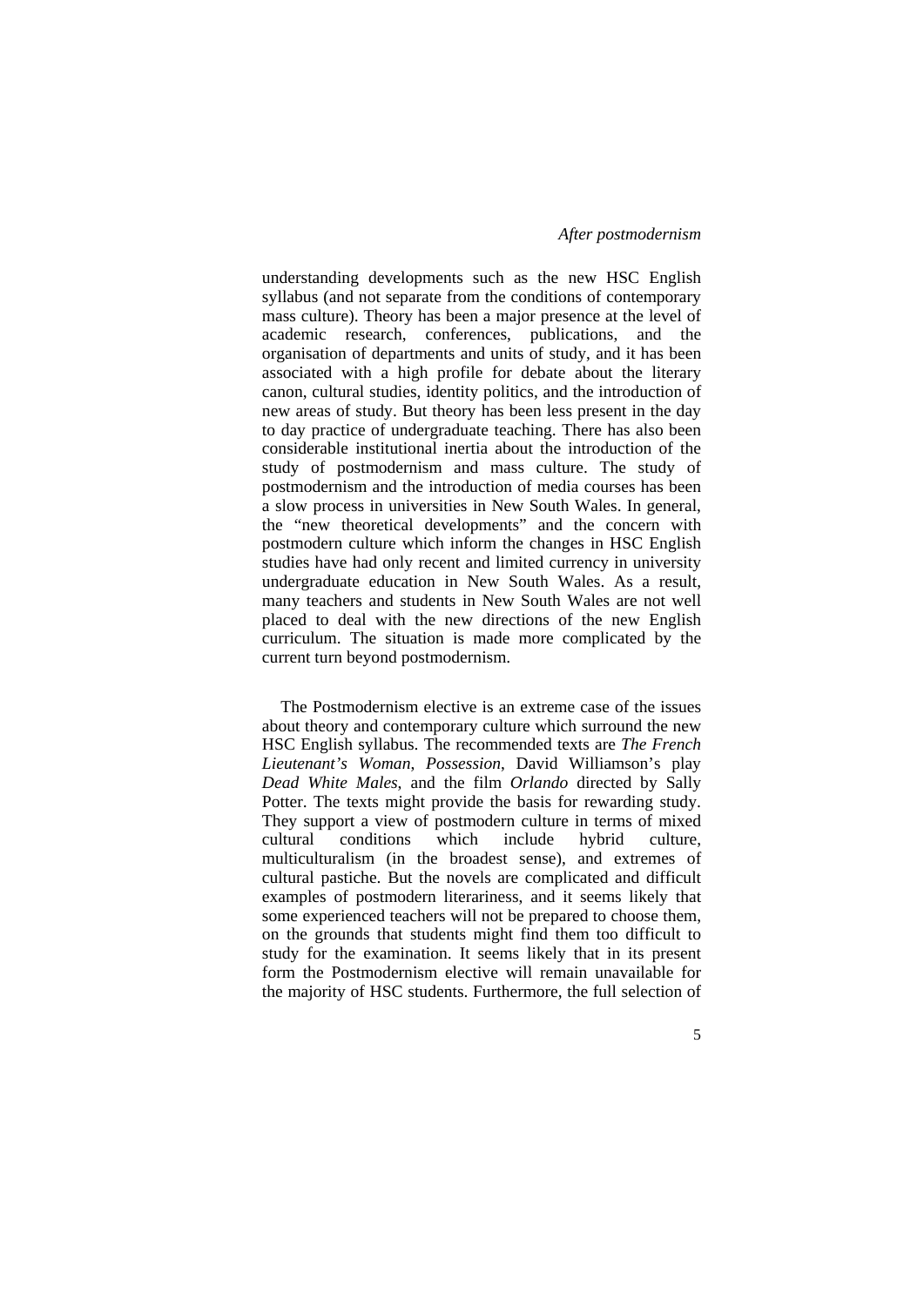understanding developments such as the new HSC English syllabus (and not separate from the conditions of contemporary mass culture). Theory has been a major presence at the level of academic research, conferences, publications, and the organisation of departments and units of study, and it has been associated with a high profile for debate about the literary canon, cultural studies, identity politics, and the introduction of new areas of study. But theory has been less present in the day to day practice of undergraduate teaching. There has also been considerable institutional inertia about the introduction of the study of postmodernism and mass culture. The study of postmodernism and the introduction of media courses has been a slow process in universities in New South Wales. In general, the "new theoretical developments" and the concern with postmodern culture which inform the changes in HSC English studies have had only recent and limited currency in university undergraduate education in New South Wales. As a result, many teachers and students in New South Wales are not well placed to deal with the new directions of the new English curriculum. The situation is made more complicated by the current turn beyond postmodernism.

The Postmodernism elective is an extreme case of the issues about theory and contemporary culture which surround the new HSC English syllabus. The recommended texts are *The French Lieutenant's Woman*, *Possession*, David Williamson's play *Dead White Males*, and the film *Orlando* directed by Sally Potter. The texts might provide the basis for rewarding study. They support a view of postmodern culture in terms of mixed cultural conditions which include hybrid culture, multiculturalism (in the broadest sense), and extremes of cultural pastiche. But the novels are complicated and difficult examples of postmodern literariness, and it seems likely that some experienced teachers will not be prepared to choose them, on the grounds that students might find them too difficult to study for the examination. It seems likely that in its present form the Postmodernism elective will remain unavailable for the majority of HSC students. Furthermore, the full selection of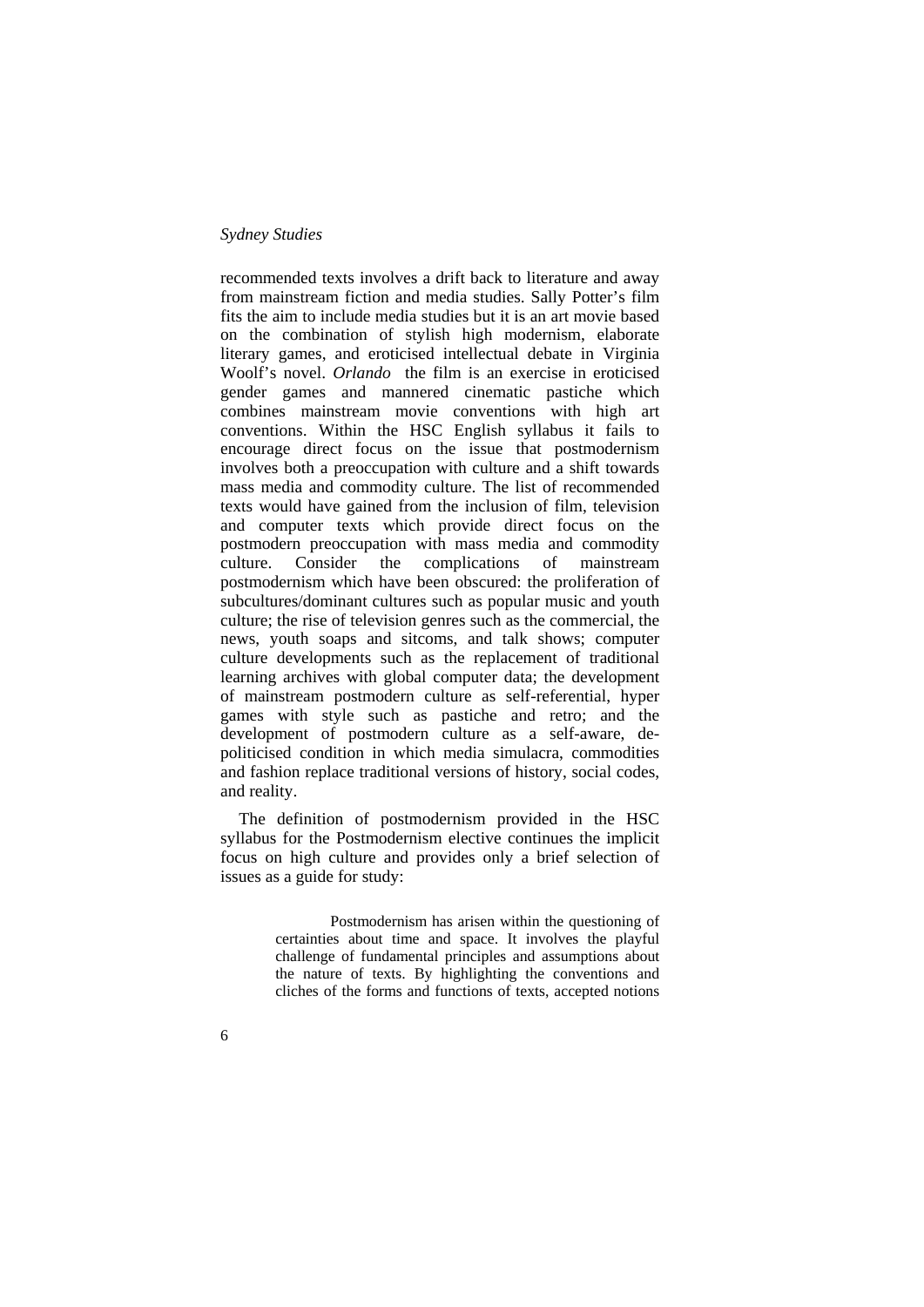recommended texts involves a drift back to literature and away from mainstream fiction and media studies. Sally Potter's film fits the aim to include media studies but it is an art movie based on the combination of stylish high modernism, elaborate literary games, and eroticised intellectual debate in Virginia Woolf's novel. *Orlando* the film is an exercise in eroticised gender games and mannered cinematic pastiche which combines mainstream movie conventions with high art conventions. Within the HSC English syllabus it fails to encourage direct focus on the issue that postmodernism involves both a preoccupation with culture and a shift towards mass media and commodity culture. The list of recommended texts would have gained from the inclusion of film, television and computer texts which provide direct focus on the postmodern preoccupation with mass media and commodity culture. Consider the complications of mainstream postmodernism which have been obscured: the proliferation of subcultures/dominant cultures such as popular music and youth culture; the rise of television genres such as the commercial, the news, youth soaps and sitcoms, and talk shows; computer culture developments such as the replacement of traditional learning archives with global computer data; the development of mainstream postmodern culture as self-referential, hyper games with style such as pastiche and retro; and the development of postmodern culture as a self-aware, de-politicised condition in which media simulacra, commodities and fashion replace traditional versions of history, social codes, and reality.

The definition of postmodernism provided in the HSC syllabus for the Postmodernism elective continues the implicit focus on high culture and provides only a brief selection of issues as a guide for study:

> Postmodernism has arisen within the questioning of certainties about time and space. It involves the playful challenge of fundamental principles and assumptions about the nature of texts. By highlighting the conventions and cliches of the forms and functions of texts, accepted notions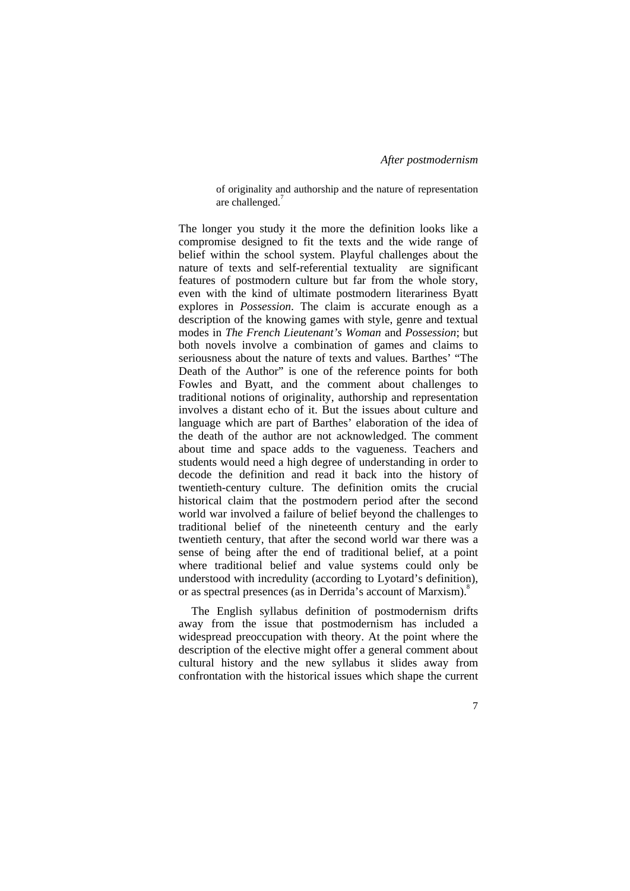> of originality and authorship and the nature of representation are challenged.[7]

The longer you study it the more the definition looks like a compromise designed to fit the texts and the wide range of belief within the school system. Playful challenges about the nature of texts and self-referential textuality are significant features of postmodern culture but far from the whole story, even with the kind of ultimate postmodern literariness Byatt explores in *Possession*. The claim is accurate enough as a description of the knowing games with style, genre and textual modes in *The French Lieutenant's Woman* and *Possession*; but both novels involve a combination of games and claims to seriousness about the nature of texts and values. Barthes' "The Death of the Author" is one of the reference points for both Fowles and Byatt, and the comment about challenges to traditional notions of originality, authorship and representation involves a distant echo of it. But the issues about culture and language which are part of Barthes' elaboration of the idea of the death of the author are not acknowledged. The comment about time and space adds to the vagueness. Teachers and students would need a high degree of understanding in order to decode the definition and read it back into the history of twentieth-century culture. The definition omits the crucial historical claim that the postmodern period after the second world war involved a failure of belief beyond the challenges to traditional belief of the nineteenth century and the early twentieth century, that after the second world war there was a sense of being after the end of traditional belief, at a point where traditional belief and value systems could only be understood with incredulity (according to Lyotard's definition), or as spectral presences (as in Derrida's account of Marxism).[8]

The English syllabus definition of postmodernism drifts away from the issue that postmodernism has included a widespread preoccupation with theory. At the point where the description of the elective might offer a general comment about cultural history and the new syllabus it slides away from confrontation with the historical issues which shape the current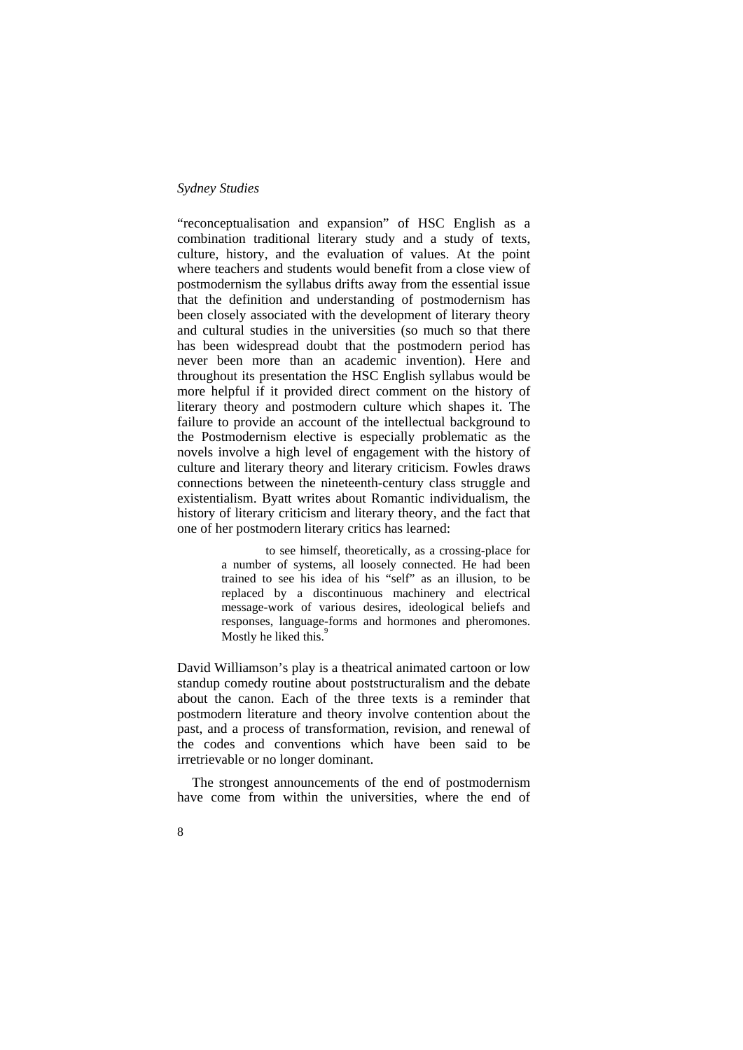“reconceptualisation and expansion” of HSC English as a combination traditional literary study and a study of texts, culture, history, and the evaluation of values. At the point where teachers and students would benefit from a close view of postmodernism the syllabus drifts away from the essential issue that the definition and understanding of postmodernism has been closely associated with the development of literary theory and cultural studies in the universities (so much so that there has been widespread doubt that the postmodern period has never been more than an academic invention). Here and throughout its presentation the HSC English syllabus would be more helpful if it provided direct comment on the history of literary theory and postmodern culture which shapes it. The failure to provide an account of the intellectual background to the Postmodernism elective is especially problematic as the novels involve a high level of engagement with the history of culture and literary theory and literary criticism. Fowles draws connections between the nineteenth-century class struggle and existentialism. Byatt writes about Romantic individualism, the history of literary criticism and literary theory, and the fact that one of her postmodern literary critics has learned:

> to see himself, theoretically, as a crossing-place for a number of systems, all loosely connected. He had been trained to see his idea of his “self” as an illusion, to be replaced by a discontinuous machinery and electrical message-work of various desires, ideological beliefs and responses, language-forms and hormones and pheromones. Mostly he liked this.[9]

David Williamson’s play is a theatrical animated cartoon or low standup comedy routine about poststructuralism and the debate about the canon. Each of the three texts is a reminder that postmodern literature and theory involve contention about the past, and a process of transformation, revision, and renewal of the codes and conventions which have been said to be irretrievable or no longer dominant.

The strongest announcements of the end of postmodernism have come from within the universities, where the end of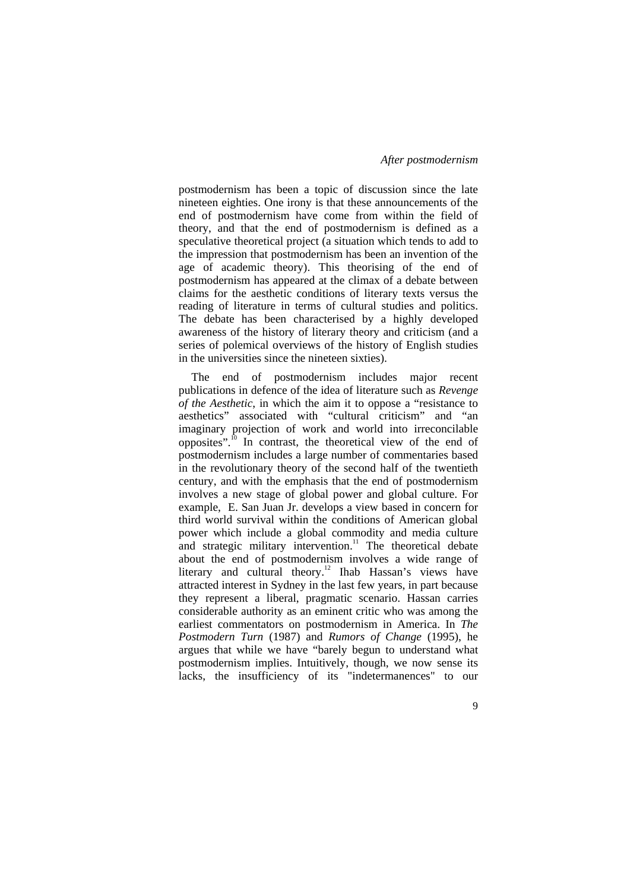postmodernism has been a topic of discussion since the late nineteen eighties. One irony is that these announcements of the end of postmodernism have come from within the field of theory, and that the end of postmodernism is defined as a speculative theoretical project (a situation which tends to add to the impression that postmodernism has been an invention of the age of academic theory). This theorising of the end of postmodernism has appeared at the climax of a debate between claims for the aesthetic conditions of literary texts versus the reading of literature in terms of cultural studies and politics. The debate has been characterised by a highly developed awareness of the history of literary theory and criticism (and a series of polemical overviews of the history of English studies in the universities since the nineteen sixties).

The end of postmodernism includes major recent publications in defence of the idea of literature such as *Revenge of the Aesthetic*, in which the aim it to oppose a "resistance to aesthetics" associated with "cultural criticism" and "an imaginary projection of work and world into irreconcilable opposites".[10] In contrast, the theoretical view of the end of postmodernism includes a large number of commentaries based in the revolutionary theory of the second half of the twentieth century, and with the emphasis that the end of postmodernism involves a new stage of global power and global culture. For example, E. San Juan Jr. develops a view based in concern for third world survival within the conditions of American global power which include a global commodity and media culture and strategic military intervention.[11] The theoretical debate about the end of postmodernism involves a wide range of literary and cultural theory.[12] Ihab Hassan's views have attracted interest in Sydney in the last few years, in part because they represent a liberal, pragmatic scenario. Hassan carries considerable authority as an eminent critic who was among the earliest commentators on postmodernism in America. In *The Postmodern Turn* (1987) and *Rumors of Change* (1995), he argues that while we have "barely begun to understand what postmodernism implies. Intuitively, though, we now sense its lacks, the insufficiency of its "indetermanences" to our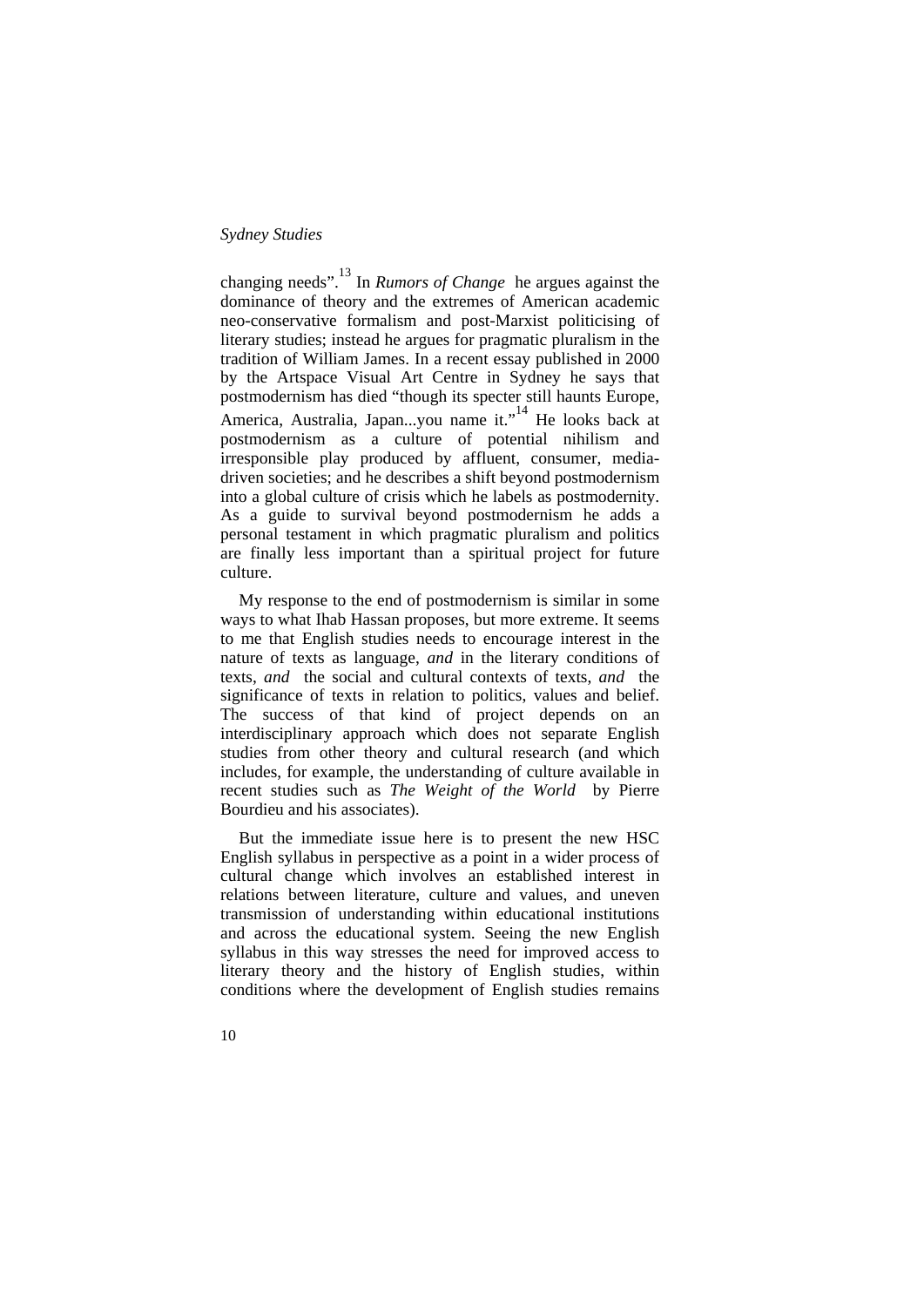changing needs".[13] In *Rumors of Change* he argues against the dominance of theory and the extremes of American academic neo-conservative formalism and post-Marxist politicising of literary studies; instead he argues for pragmatic pluralism in the tradition of William James. In a recent essay published in 2000 by the Artspace Visual Art Centre in Sydney he says that postmodernism has died "though its specter still haunts Europe, America, Australia, Japan...you name it."[14] He looks back at postmodernism as a culture of potential nihilism and irresponsible play produced by affluent, consumer, media-driven societies; and he describes a shift beyond postmodernism into a global culture of crisis which he labels as postmodernity. As a guide to survival beyond postmodernism he adds a personal testament in which pragmatic pluralism and politics are finally less important than a spiritual project for future culture.

My response to the end of postmodernism is similar in some ways to what Ihab Hassan proposes, but more extreme. It seems to me that English studies needs to encourage interest in the nature of texts as language, *and* in the literary conditions of texts, *and* the social and cultural contexts of texts, *and* the significance of texts in relation to politics, values and belief. The success of that kind of project depends on an interdisciplinary approach which does not separate English studies from other theory and cultural research (and which includes, for example, the understanding of culture available in recent studies such as *The Weight of the World* by Pierre Bourdieu and his associates).

But the immediate issue here is to present the new HSC English syllabus in perspective as a point in a wider process of cultural change which involves an established interest in relations between literature, culture and values, and uneven transmission of understanding within educational institutions and across the educational system. Seeing the new English syllabus in this way stresses the need for improved access to literary theory and the history of English studies, within conditions where the development of English studies remains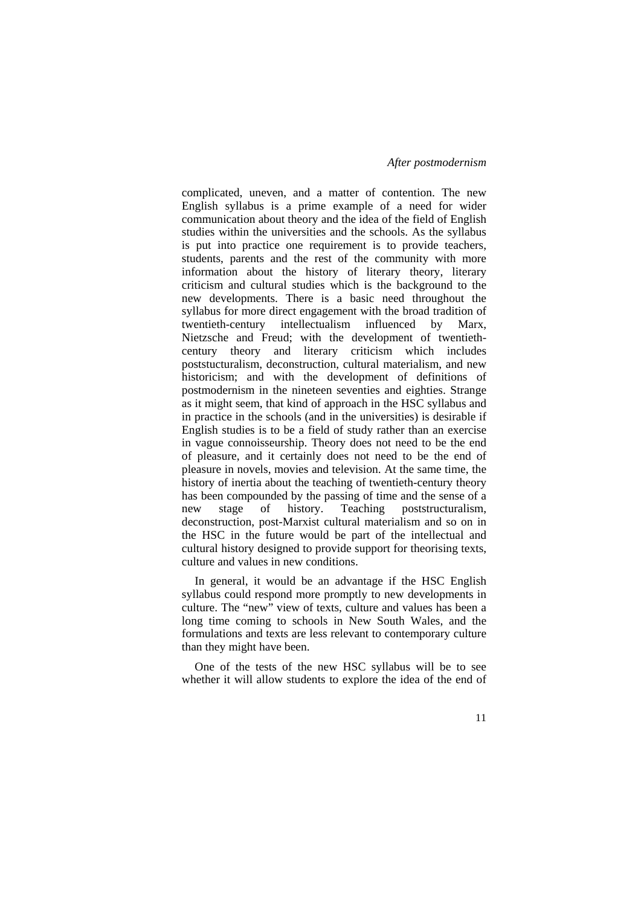complicated, uneven, and a matter of contention. The new English syllabus is a prime example of a need for wider communication about theory and the idea of the field of English studies within the universities and the schools. As the syllabus is put into practice one requirement is to provide teachers, students, parents and the rest of the community with more information about the history of literary theory, literary criticism and cultural studies which is the background to the new developments. There is a basic need throughout the syllabus for more direct engagement with the broad tradition of twentieth-century intellectualism influenced by Marx, Nietzsche and Freud; with the development of twentieth-century theory and literary criticism which includes poststucturalism, deconstruction, cultural materialism, and new historicism; and with the development of definitions of postmodernism in the nineteen seventies and eighties. Strange as it might seem, that kind of approach in the HSC syllabus and in practice in the schools (and in the universities) is desirable if English studies is to be a field of study rather than an exercise in vague connoisseurship. Theory does not need to be the end of pleasure, and it certainly does not need to be the end of pleasure in novels, movies and television. At the same time, the history of inertia about the teaching of twentieth-century theory has been compounded by the passing of time and the sense of a new stage of history. Teaching poststructuralism, deconstruction, post-Marxist cultural materialism and so on in the HSC in the future would be part of the intellectual and cultural history designed to provide support for theorising texts, culture and values in new conditions.

In general, it would be an advantage if the HSC English syllabus could respond more promptly to new developments in culture. The "new" view of texts, culture and values has been a long time coming to schools in New South Wales, and the formulations and texts are less relevant to contemporary culture than they might have been.

One of the tests of the new HSC syllabus will be to see whether it will allow students to explore the idea of the end of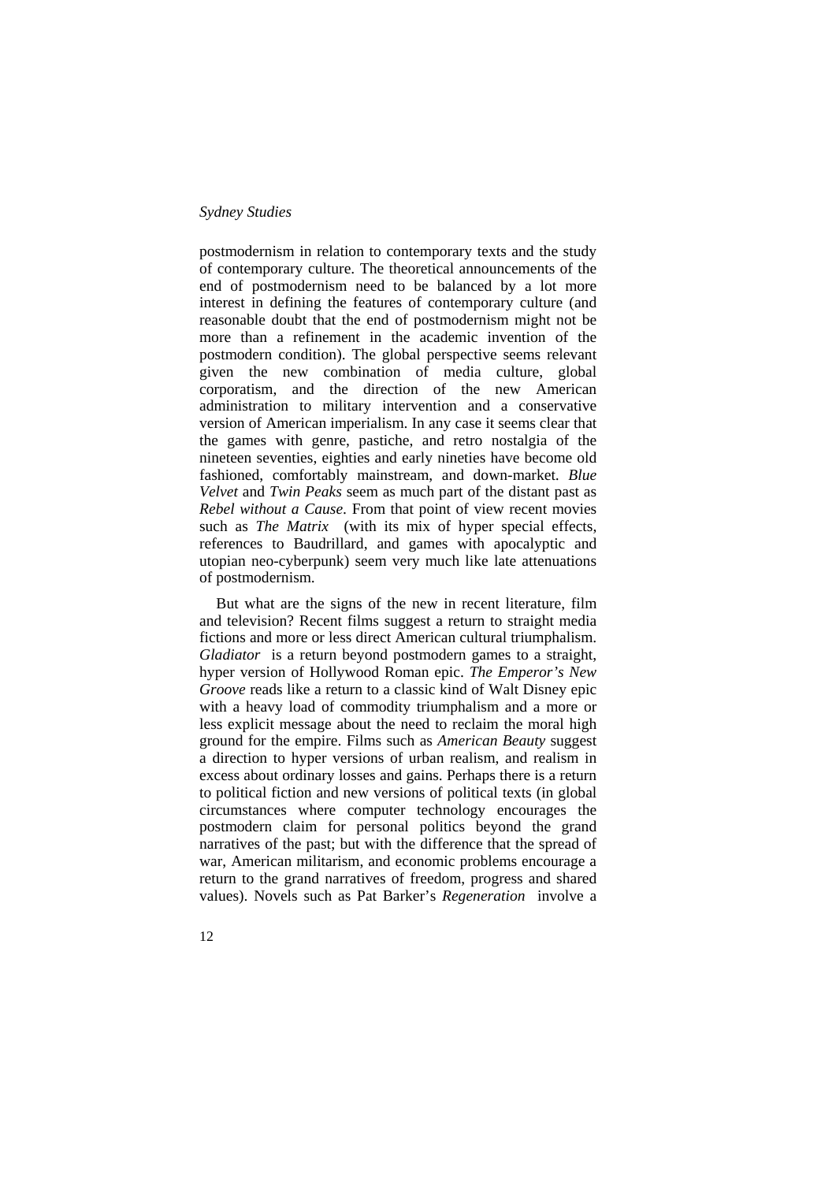postmodernism in relation to contemporary texts and the study of contemporary culture. The theoretical announcements of the end of postmodernism need to be balanced by a lot more interest in defining the features of contemporary culture (and reasonable doubt that the end of postmodernism might not be more than a refinement in the academic invention of the postmodern condition). The global perspective seems relevant given the new combination of media culture, global corporatism, and the direction of the new American administration to military intervention and a conservative version of American imperialism. In any case it seems clear that the games with genre, pastiche, and retro nostalgia of the nineteen seventies, eighties and early nineties have become old fashioned, comfortably mainstream, and down-market. *Blue Velvet* and *Twin Peaks* seem as much part of the distant past as *Rebel without a Cause*. From that point of view recent movies such as *The Matrix* (with its mix of hyper special effects, references to Baudrillard, and games with apocalyptic and utopian neo-cyberpunk) seem very much like late attenuations of postmodernism.

But what are the signs of the new in recent literature, film and television? Recent films suggest a return to straight media fictions and more or less direct American cultural triumphalism. *Gladiator* is a return beyond postmodern games to a straight, hyper version of Hollywood Roman epic. *The Emperor's New Groove* reads like a return to a classic kind of Walt Disney epic with a heavy load of commodity triumphalism and a more or less explicit message about the need to reclaim the moral high ground for the empire. Films such as *American Beauty* suggest a direction to hyper versions of urban realism, and realism in excess about ordinary losses and gains. Perhaps there is a return to political fiction and new versions of political texts (in global circumstances where computer technology encourages the postmodern claim for personal politics beyond the grand narratives of the past; but with the difference that the spread of war, American militarism, and economic problems encourage a return to the grand narratives of freedom, progress and shared values). Novels such as Pat Barker's *Regeneration* involve a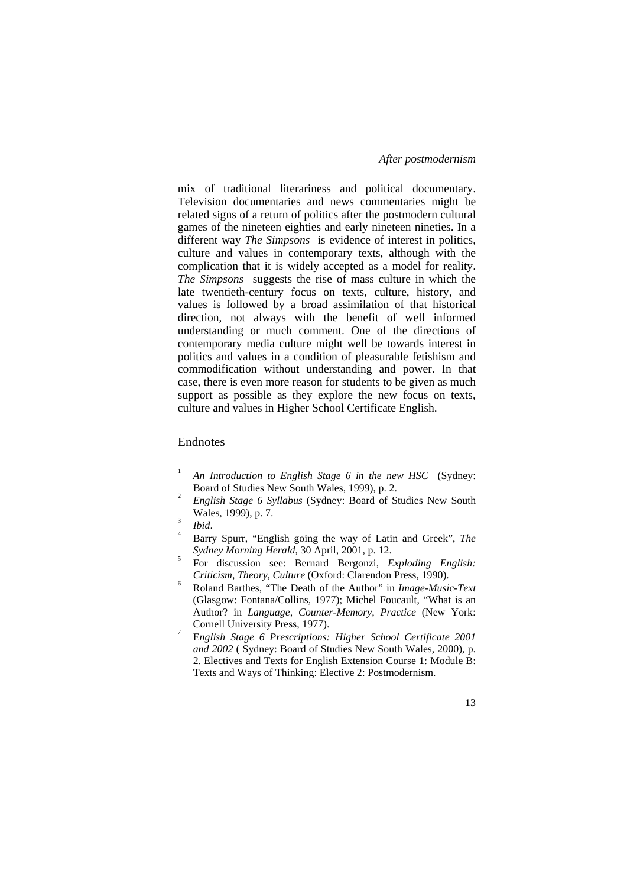mix of traditional literariness and political documentary. Television documentaries and news commentaries might be related signs of a return of politics after the postmodern cultural games of the nineteen eighties and early nineteen nineties. In a different way *The Simpsons* is evidence of interest in politics, culture and values in contemporary texts, although with the complication that it is widely accepted as a model for reality. *The Simpsons* suggests the rise of mass culture in which the late twentieth-century focus on texts, culture, history, and values is followed by a broad assimilation of that historical direction, not always with the benefit of well informed understanding or much comment. One of the directions of contemporary media culture might well be towards interest in politics and values in a condition of pleasurable fetishism and commodification without understanding and power. In that case, there is even more reason for students to be given as much support as possible as they explore the new focus on texts, culture and values in Higher School Certificate English.

## Endnotes

1. *An Introduction to English Stage 6 in the new HSC* (Sydney: Board of Studies New South Wales, 1999), p. 2.
2. *English Stage 6 Syllabus* (Sydney: Board of Studies New South Wales, 1999), p. 7.
3. *Ibid*.
4. Barry Spurr, "English going the way of Latin and Greek", *The Sydney Morning Herald*, 30 April, 2001, p. 12.
5. For discussion see: Bernard Bergonzi, *Exploding English: Criticism, Theory, Culture* (Oxford: Clarendon Press, 1990).
6. Roland Barthes, "The Death of the Author" in *Image-Music-Text* (Glasgow: Fontana/Collins, 1977); Michel Foucault, "What is an Author? in *Language, Counter-Memory, Practice* (New York: Cornell University Press, 1977).
7. E*nglish Stage 6 Prescriptions: Higher School Certificate 2001 and 2002* ( Sydney: Board of Studies New South Wales, 2000), p. 2. Electives and Texts for English Extension Course 1: Module B: Texts and Ways of Thinking: Elective 2: Postmodernism.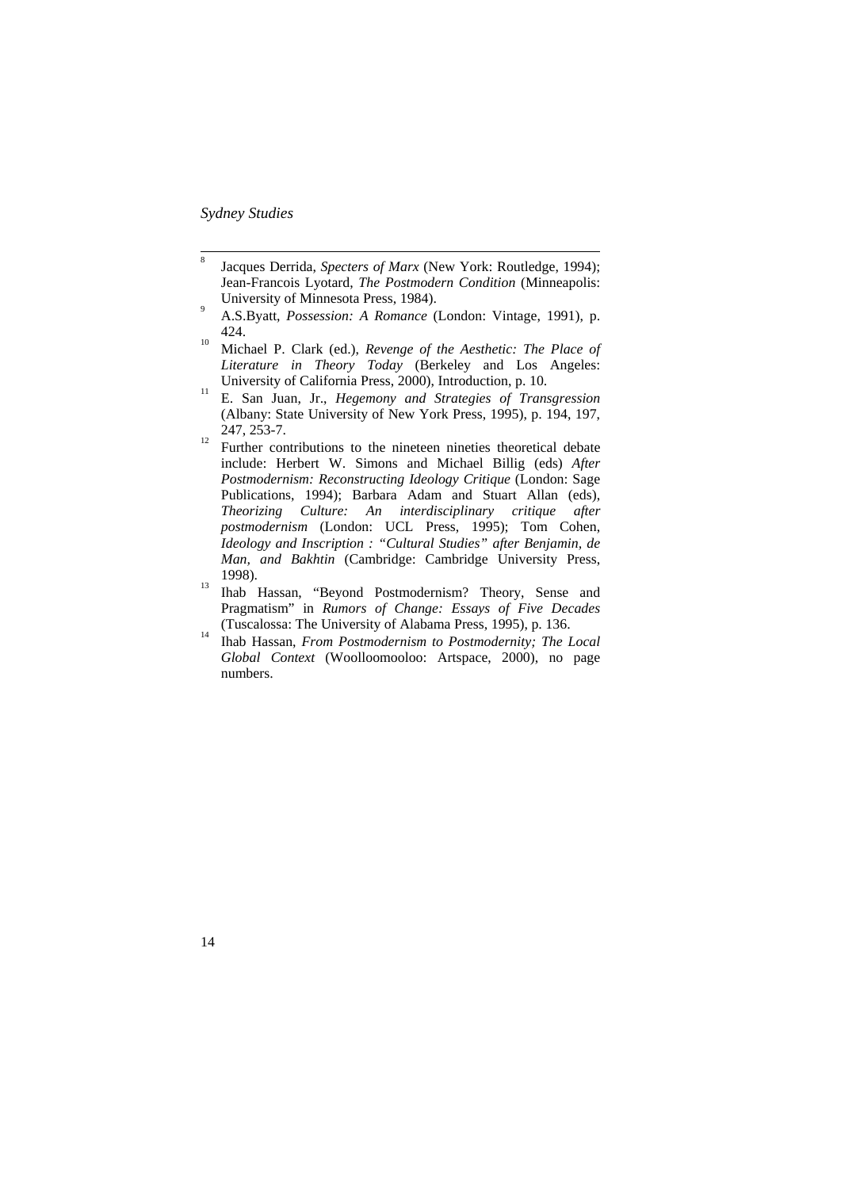[8] Jacques Derrida, *Specters of Marx* (New York: Routledge, 1994); Jean-Francois Lyotard, *The Postmodern Condition* (Minneapolis: University of Minnesota Press, 1984).

[9] A.S.Byatt, *Possession: A Romance* (London: Vintage, 1991), p. 424.

[10] Michael P. Clark (ed.), *Revenge of the Aesthetic: The Place of Literature in Theory Today* (Berkeley and Los Angeles: University of California Press, 2000), Introduction, p. 10.

[11] E. San Juan, Jr., *Hegemony and Strategies of Transgression* (Albany: State University of New York Press, 1995), p. 194, 197, 247, 253-7.

[12] Further contributions to the nineteen nineties theoretical debate include: Herbert W. Simons and Michael Billig (eds) *After Postmodernism: Reconstructing Ideology Critique* (London: Sage Publications, 1994); Barbara Adam and Stuart Allan (eds), *Theorizing Culture: An interdisciplinary critique after postmodernism* (London: UCL Press, 1995); Tom Cohen, *Ideology and Inscription : "Cultural Studies" after Benjamin, de Man, and Bakhtin* (Cambridge: Cambridge University Press, 1998).

[13] Ihab Hassan, "Beyond Postmodernism? Theory, Sense and Pragmatism" in *Rumors of Change: Essays of Five Decades* (Tuscalossa: The University of Alabama Press, 1995), p. 136.

[14] Ihab Hassan, *From Postmodernism to Postmodernity; The Local Global Context* (Woolloomooloo: Artspace, 2000), no page numbers.